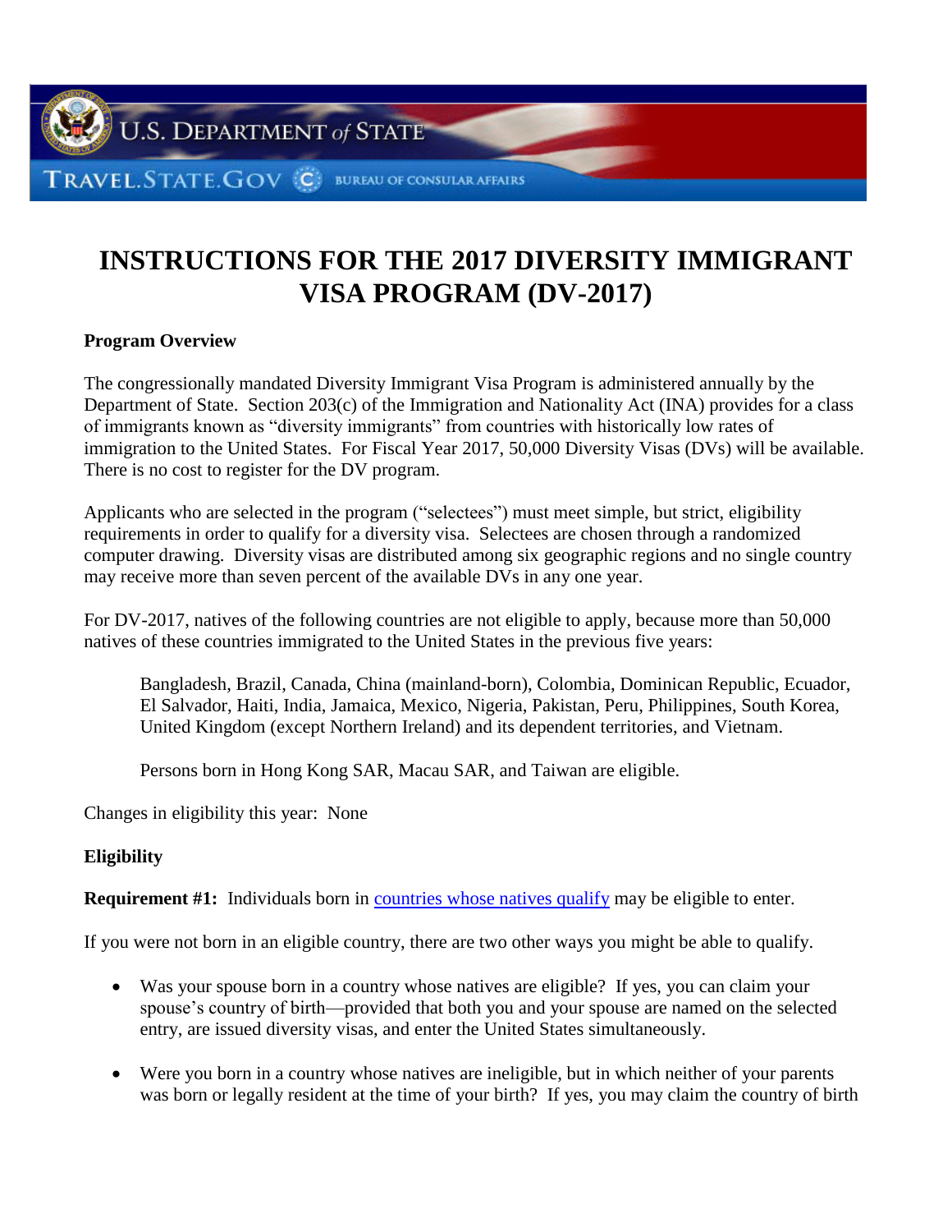# INSTRUCTIONS FOR THE 2017 DIVERSITY IMMIGRANT VISA PROGRAM (DV-2017)

**Program Overview**

The congressionally mandated Diversity Immigrant Visa Program is administered annually by the Department of State. Section 203(c) of the Immigration and Nationality Act (INA) provides for a class of immigrants known as "diversity immigrants" from countries with historically low rates of immigration to the United States. For Fiscal Year 2017, 50,000 Diversity Visas (DVs) will be available. There is no cost to register for the DV program.

Applicants who are selected in the program ("selectees") must meet simple, but strict, eligibility requirements in order to qualify for a diversity visa. Selectees are chosen through a randomized computer drawing. Diversity visas are distributed among six geographic regions and no single country may receive more than seven percent of the available DVs in any one year.

For DV-2017, natives of the following countries are not eligible to apply, because more than 50,000 natives of these countries immigrated to the United States in the previous five years:

> Bangladesh, Brazil, Canada, China (mainland-born), Colombia, Dominican Republic, Ecuador, El Salvador, Haiti, India, Jamaica, Mexico, Nigeria, Pakistan, Peru, Philippines, South Korea, United Kingdom (except Northern Ireland) and its dependent territories, and Vietnam.
>
> Persons born in Hong Kong SAR, Macau SAR, and Taiwan are eligible.

Changes in eligibility this year: None

**Eligibility**

**Requirement #1:** Individuals born in countries whose natives qualify may be eligible to enter.

If you were not born in an eligible country, there are two other ways you might be able to qualify.

- Was your spouse born in a country whose natives are eligible? If yes, you can claim your spouse's country of birth—provided that both you and your spouse are named on the selected entry, are issued diversity visas, and enter the United States simultaneously.
- Were you born in a country whose natives are ineligible, but in which neither of your parents was born or legally resident at the time of your birth? If yes, you may claim the country of birth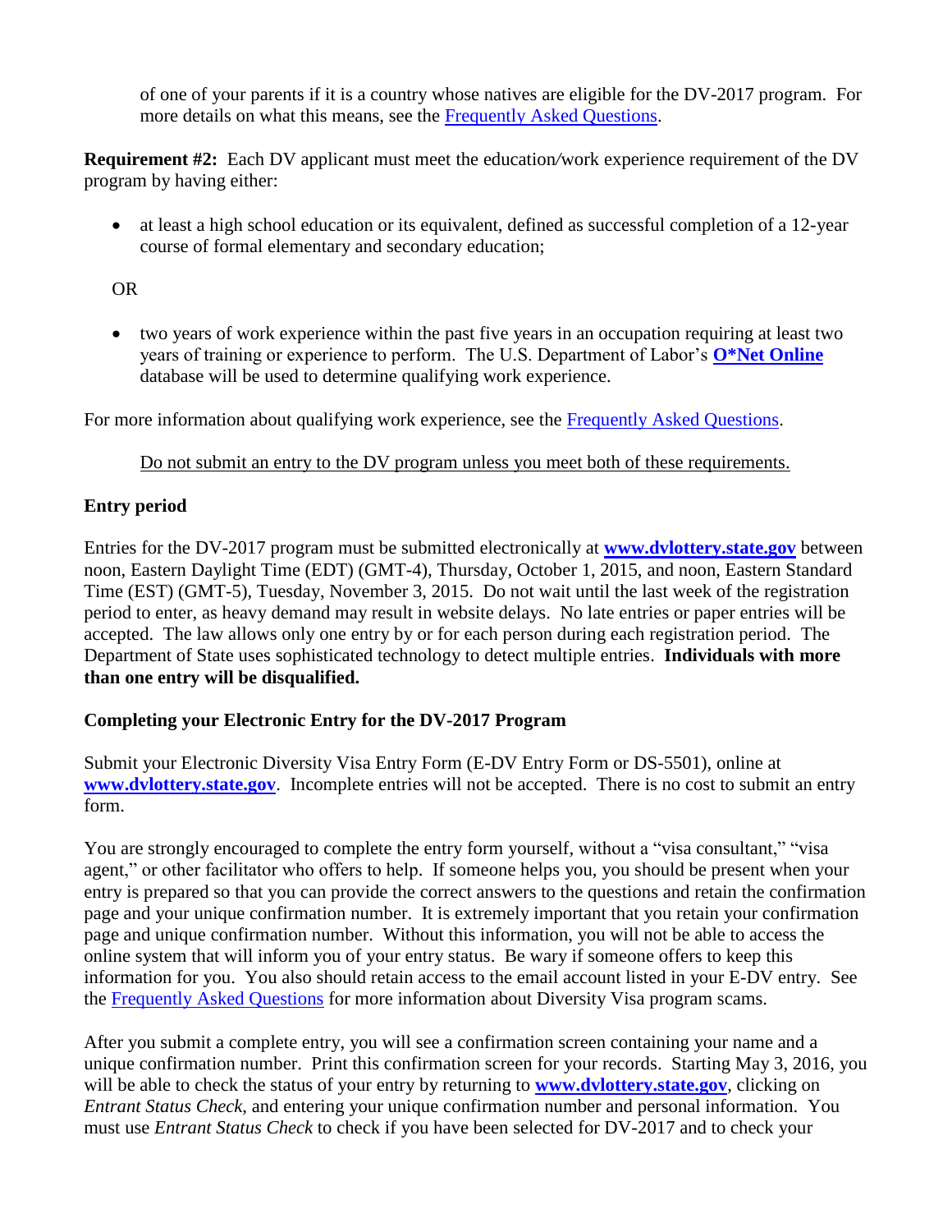of one of your parents if it is a country whose natives are eligible for the DV-2017 program. For more details on what this means, see the [Frequently Asked Questions](#).

**Requirement #2:** Each DV applicant must meet the education/work experience requirement of the DV program by having either:

- at least a high school education or its equivalent, defined as successful completion of a 12-year course of formal elementary and secondary education;

OR

- two years of work experience within the past five years in an occupation requiring at least two years of training or experience to perform. The U.S. Department of Labor's **O*Net Online** database will be used to determine qualifying work experience.

For more information about qualifying work experience, see the Frequently Asked Questions.

<u>Do not submit an entry to the DV program unless you meet both of these requirements.</u>

**Entry period**

Entries for the DV-2017 program must be submitted electronically at **www.dvlottery.state.gov** between noon, Eastern Daylight Time (EDT) (GMT-4), Thursday, October 1, 2015, and noon, Eastern Standard Time (EST) (GMT-5), Tuesday, November 3, 2015. Do not wait until the last week of the registration period to enter, as heavy demand may result in website delays. No late entries or paper entries will be accepted. The law allows only one entry by or for each person during each registration period. The Department of State uses sophisticated technology to detect multiple entries. **Individuals with more than one entry will be disqualified.**

**Completing your Electronic Entry for the DV-2017 Program**

Submit your Electronic Diversity Visa Entry Form (E-DV Entry Form or DS-5501), online at **www.dvlottery.state.gov**. Incomplete entries will not be accepted. There is no cost to submit an entry form.

You are strongly encouraged to complete the entry form yourself, without a "visa consultant," "visa agent," or other facilitator who offers to help. If someone helps you, you should be present when your entry is prepared so that you can provide the correct answers to the questions and retain the confirmation page and your unique confirmation number. It is extremely important that you retain your confirmation page and unique confirmation number. Without this information, you will not be able to access the online system that will inform you of your entry status. Be wary if someone offers to keep this information for you. You also should retain access to the email account listed in your E-DV entry. See the Frequently Asked Questions for more information about Diversity Visa program scams.

After you submit a complete entry, you will see a confirmation screen containing your name and a unique confirmation number. Print this confirmation screen for your records. Starting May 3, 2016, you will be able to check the status of your entry by returning to **www.dvlottery.state.gov**, clicking on *Entrant Status Check*, and entering your unique confirmation number and personal information. You must use *Entrant Status Check* to check if you have been selected for DV-2017 and to check your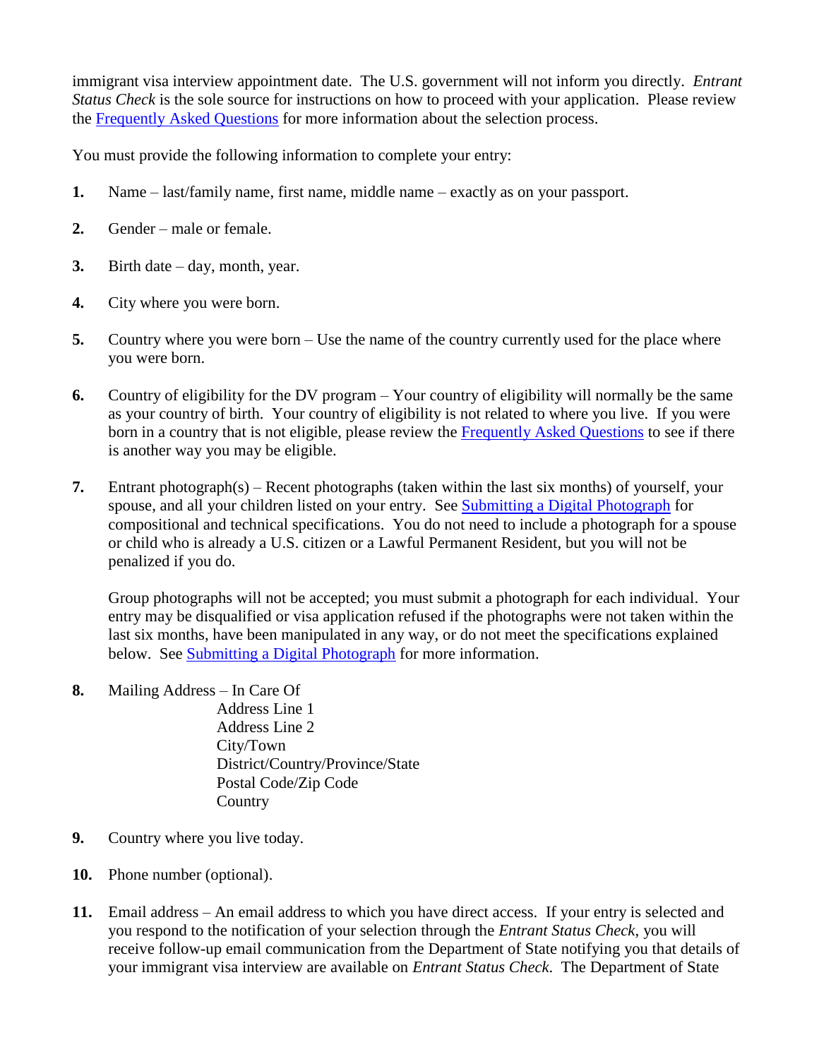immigrant visa interview appointment date. The U.S. government will not inform you directly. *Entrant Status Check* is the sole source for instructions on how to proceed with your application. Please review the [Frequently Asked Questions](#) for more information about the selection process.

You must provide the following information to complete your entry:

1. Name – last/family name, first name, middle name – exactly as on your passport.

2. Gender – male or female.

3. Birth date – day, month, year.

4. City where you were born.

5. Country where you were born – Use the name of the country currently used for the place where you were born.

6. Country of eligibility for the DV program – Your country of eligibility will normally be the same as your country of birth. Your country of eligibility is not related to where you live. If you were born in a country that is not eligible, please review the [Frequently Asked Questions](#) to see if there is another way you may be eligible.

7. Entrant photograph(s) – Recent photographs (taken within the last six months) of yourself, your spouse, and all your children listed on your entry. See [Submitting a Digital Photograph](#) for compositional and technical specifications. You do not need to include a photograph for a spouse or child who is already a U.S. citizen or a Lawful Permanent Resident, but you will not be penalized if you do.

   Group photographs will not be accepted; you must submit a photograph for each individual. Your entry may be disqualified or visa application refused if the photographs were not taken within the last six months, have been manipulated in any way, or do not meet the specifications explained below. See [Submitting a Digital Photograph](#) for more information.

8. Mailing Address – In Care Of
   Address Line 1
   Address Line 2
   City/Town
   District/Country/Province/State
   Postal Code/Zip Code
   Country

9. Country where you live today.

10. Phone number (optional).

11. Email address – An email address to which you have direct access. If your entry is selected and you respond to the notification of your selection through the *Entrant Status Check*, you will receive follow-up email communication from the Department of State notifying you that details of your immigrant visa interview are available on *Entrant Status Check*. The Department of State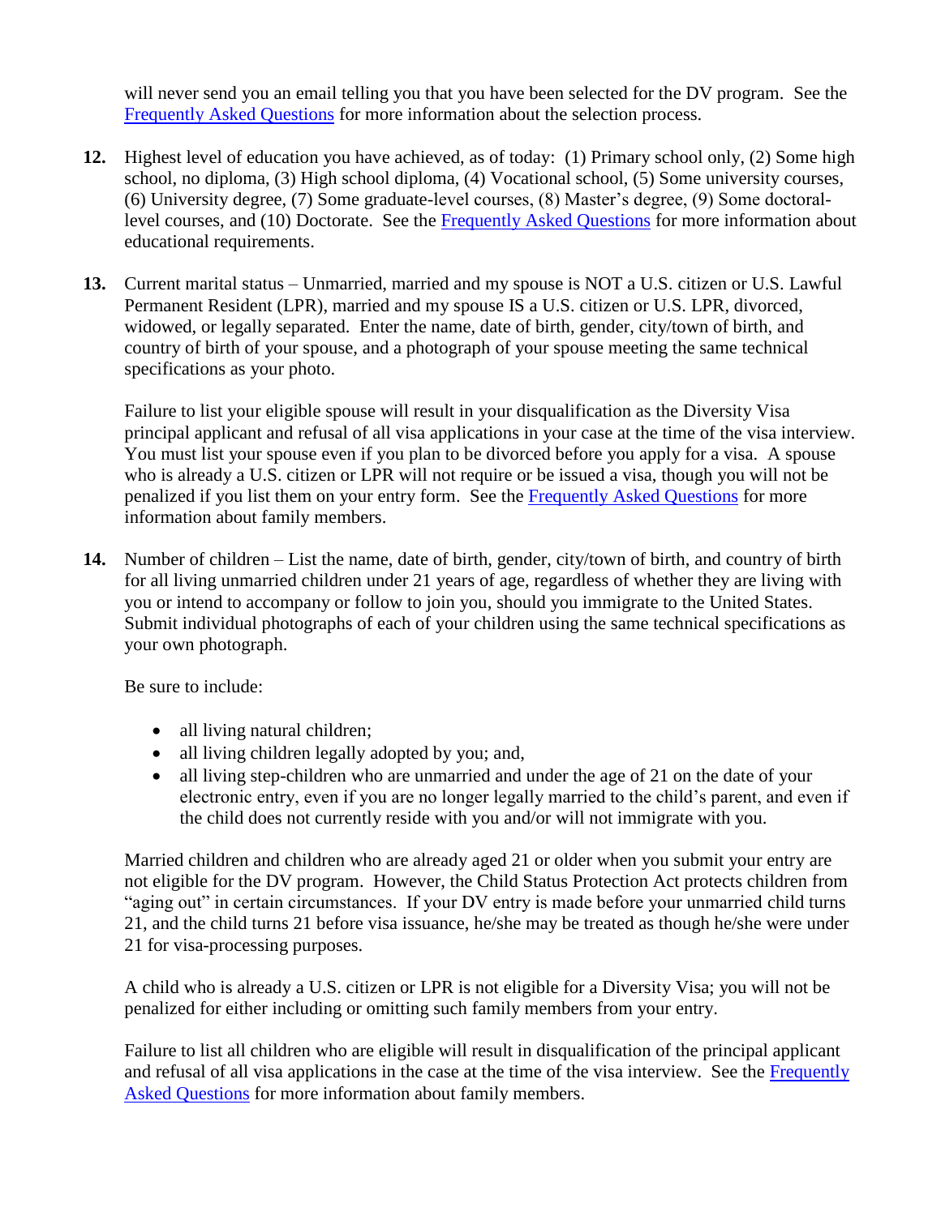will never send you an email telling you that you have been selected for the DV program. See the [Frequently Asked Questions](#) for more information about the selection process.

**12.** Highest level of education you have achieved, as of today: (1) Primary school only, (2) Some high school, no diploma, (3) High school diploma, (4) Vocational school, (5) Some university courses, (6) University degree, (7) Some graduate-level courses, (8) Master's degree, (9) Some doctoral-level courses, and (10) Doctorate. See the [Frequently Asked Questions](#) for more information about educational requirements.

**13.** Current marital status – Unmarried, married and my spouse is NOT a U.S. citizen or U.S. Lawful Permanent Resident (LPR), married and my spouse IS a U.S. citizen or U.S. LPR, divorced, widowed, or legally separated. Enter the name, date of birth, gender, city/town of birth, and country of birth of your spouse, and a photograph of your spouse meeting the same technical specifications as your photo.

Failure to list your eligible spouse will result in your disqualification as the Diversity Visa principal applicant and refusal of all visa applications in your case at the time of the visa interview. You must list your spouse even if you plan to be divorced before you apply for a visa. A spouse who is already a U.S. citizen or LPR will not require or be issued a visa, though you will not be penalized if you list them on your entry form. See the [Frequently Asked Questions](#) for more information about family members.

**14.** Number of children – List the name, date of birth, gender, city/town of birth, and country of birth for all living unmarried children under 21 years of age, regardless of whether they are living with you or intend to accompany or follow to join you, should you immigrate to the United States. Submit individual photographs of each of your children using the same technical specifications as your own photograph.

Be sure to include:

- all living natural children;
- all living children legally adopted by you; and,
- all living step-children who are unmarried and under the age of 21 on the date of your electronic entry, even if you are no longer legally married to the child's parent, and even if the child does not currently reside with you and/or will not immigrate with you.

Married children and children who are already aged 21 or older when you submit your entry are not eligible for the DV program. However, the Child Status Protection Act protects children from "aging out" in certain circumstances. If your DV entry is made before your unmarried child turns 21, and the child turns 21 before visa issuance, he/she may be treated as though he/she were under 21 for visa-processing purposes.

A child who is already a U.S. citizen or LPR is not eligible for a Diversity Visa; you will not be penalized for either including or omitting such family members from your entry.

Failure to list all children who are eligible will result in disqualification of the principal applicant and refusal of all visa applications in the case at the time of the visa interview. See the [Frequently Asked Questions](#) for more information about family members.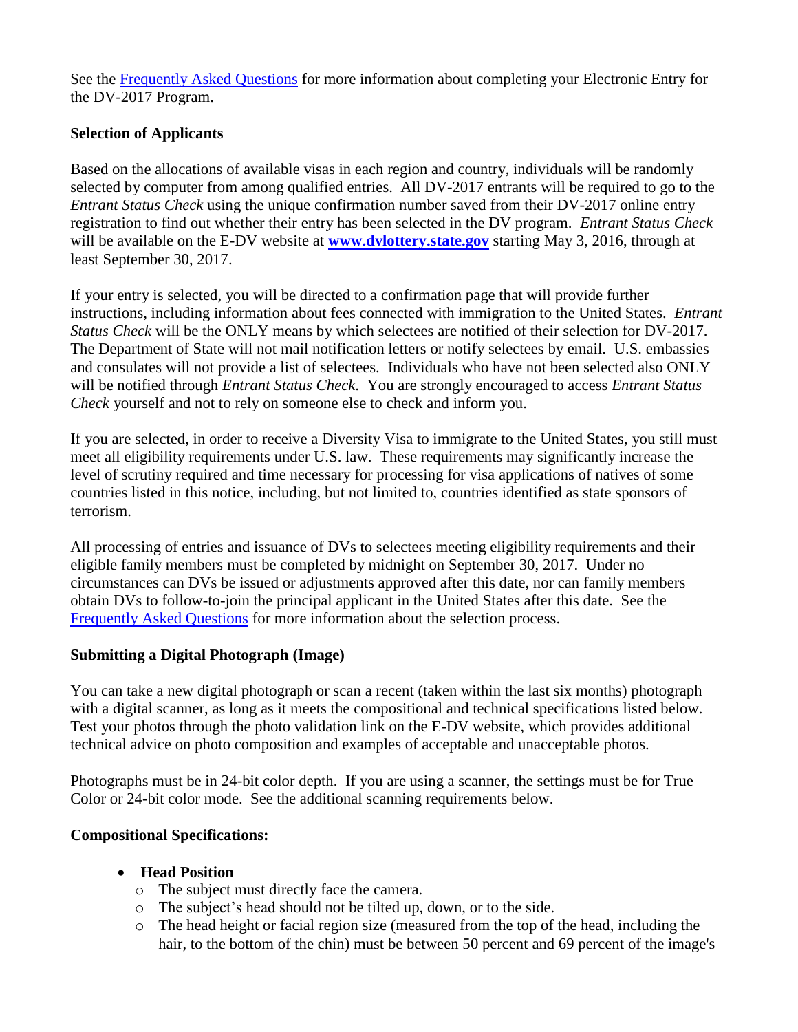See the [Frequently Asked Questions](#) for more information about completing your Electronic Entry for the DV-2017 Program.

**Selection of Applicants**

Based on the allocations of available visas in each region and country, individuals will be randomly selected by computer from among qualified entries. All DV-2017 entrants will be required to go to the *Entrant Status Check* using the unique confirmation number saved from their DV-2017 online entry registration to find out whether their entry has been selected in the DV program. *Entrant Status Check* will be available on the E-DV website at **[www.dvlottery.state.gov](http://www.dvlottery.state.gov)** starting May 3, 2016, through at least September 30, 2017.

If your entry is selected, you will be directed to a confirmation page that will provide further instructions, including information about fees connected with immigration to the United States. *Entrant Status Check* will be the ONLY means by which selectees are notified of their selection for DV-2017. The Department of State will not mail notification letters or notify selectees by email. U.S. embassies and consulates will not provide a list of selectees. Individuals who have not been selected also ONLY will be notified through *Entrant Status Check*. You are strongly encouraged to access *Entrant Status Check* yourself and not to rely on someone else to check and inform you.

If you are selected, in order to receive a Diversity Visa to immigrate to the United States, you still must meet all eligibility requirements under U.S. law. These requirements may significantly increase the level of scrutiny required and time necessary for processing for visa applications of natives of some countries listed in this notice, including, but not limited to, countries identified as state sponsors of terrorism.

All processing of entries and issuance of DVs to selectees meeting eligibility requirements and their eligible family members must be completed by midnight on September 30, 2017. Under no circumstances can DVs be issued or adjustments approved after this date, nor can family members obtain DVs to follow-to-join the principal applicant in the United States after this date. See the [Frequently Asked Questions](#) for more information about the selection process.

**Submitting a Digital Photograph (Image)**

You can take a new digital photograph or scan a recent (taken within the last six months) photograph with a digital scanner, as long as it meets the compositional and technical specifications listed below. Test your photos through the photo validation link on the E-DV website, which provides additional technical advice on photo composition and examples of acceptable and unacceptable photos.

Photographs must be in 24-bit color depth. If you are using a scanner, the settings must be for True Color or 24-bit color mode. See the additional scanning requirements below.

**Compositional Specifications:**

- **Head Position**
  - The subject must directly face the camera.
  - The subject's head should not be tilted up, down, or to the side.
  - The head height or facial region size (measured from the top of the head, including the hair, to the bottom of the chin) must be between 50 percent and 69 percent of the image's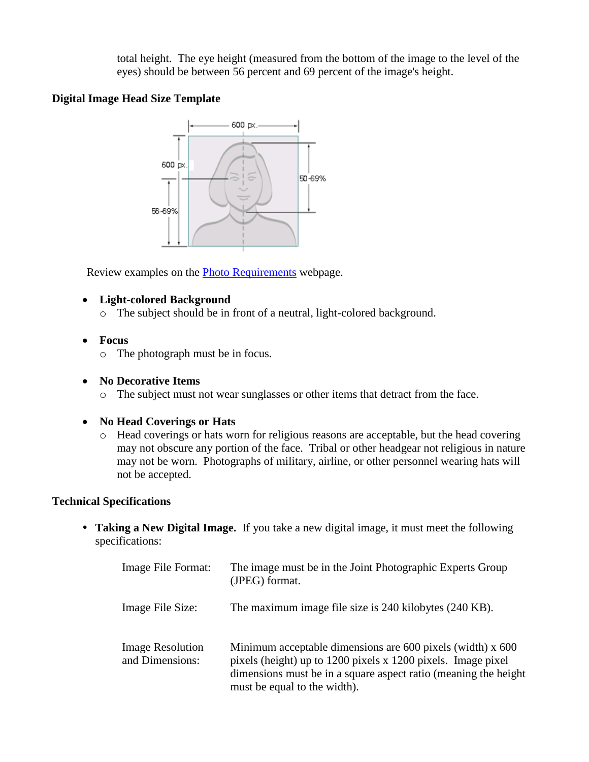total height. The eye height (measured from the bottom of the image to the level of the eyes) should be between 56 percent and 69 percent of the image's height.

**Digital Image Head Size Template**

Review examples on the Photo Requirements webpage.

- **Light-colored Background**
  - The subject should be in front of a neutral, light-colored background.

- **Focus**
  - The photograph must be in focus.

- **No Decorative Items**
  - The subject must not wear sunglasses or other items that detract from the face.

- **No Head Coverings or Hats**
  - Head coverings or hats worn for religious reasons are acceptable, but the head covering may not obscure any portion of the face. Tribal or other headgear not religious in nature may not be worn. Photographs of military, airline, or other personnel wearing hats will not be accepted.

**Technical Specifications**

- **Taking a New Digital Image.** If you take a new digital image, it must meet the following specifications:

| | |
|---|---|
| Image File Format: | The image must be in the Joint Photographic Experts Group (JPEG) format. |
| Image File Size: | The maximum image file size is 240 kilobytes (240 KB). |
| Image Resolution and Dimensions: | Minimum acceptable dimensions are 600 pixels (width) x 600 pixels (height) up to 1200 pixels x 1200 pixels. Image pixel dimensions must be in a square aspect ratio (meaning the height must be equal to the width). |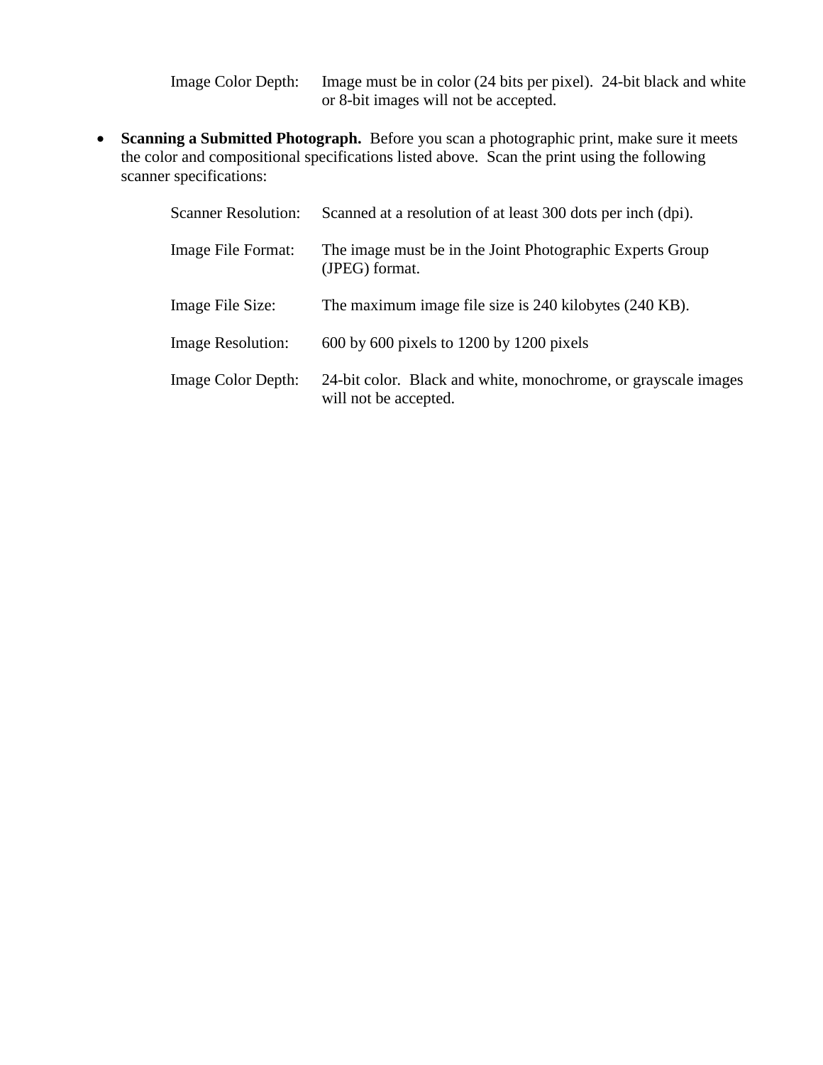Image Color Depth: Image must be in color (24 bits per pixel). 24-bit black and white or 8-bit images will not be accepted.

- **Scanning a Submitted Photograph.** Before you scan a photographic print, make sure it meets the color and compositional specifications listed above. Scan the print using the following scanner specifications:

  Scanner Resolution: Scanned at a resolution of at least 300 dots per inch (dpi).

  Image File Format: The image must be in the Joint Photographic Experts Group (JPEG) format.

  Image File Size: The maximum image file size is 240 kilobytes (240 KB).

  Image Resolution: 600 by 600 pixels to 1200 by 1200 pixels

  Image Color Depth: 24-bit color. Black and white, monochrome, or grayscale images will not be accepted.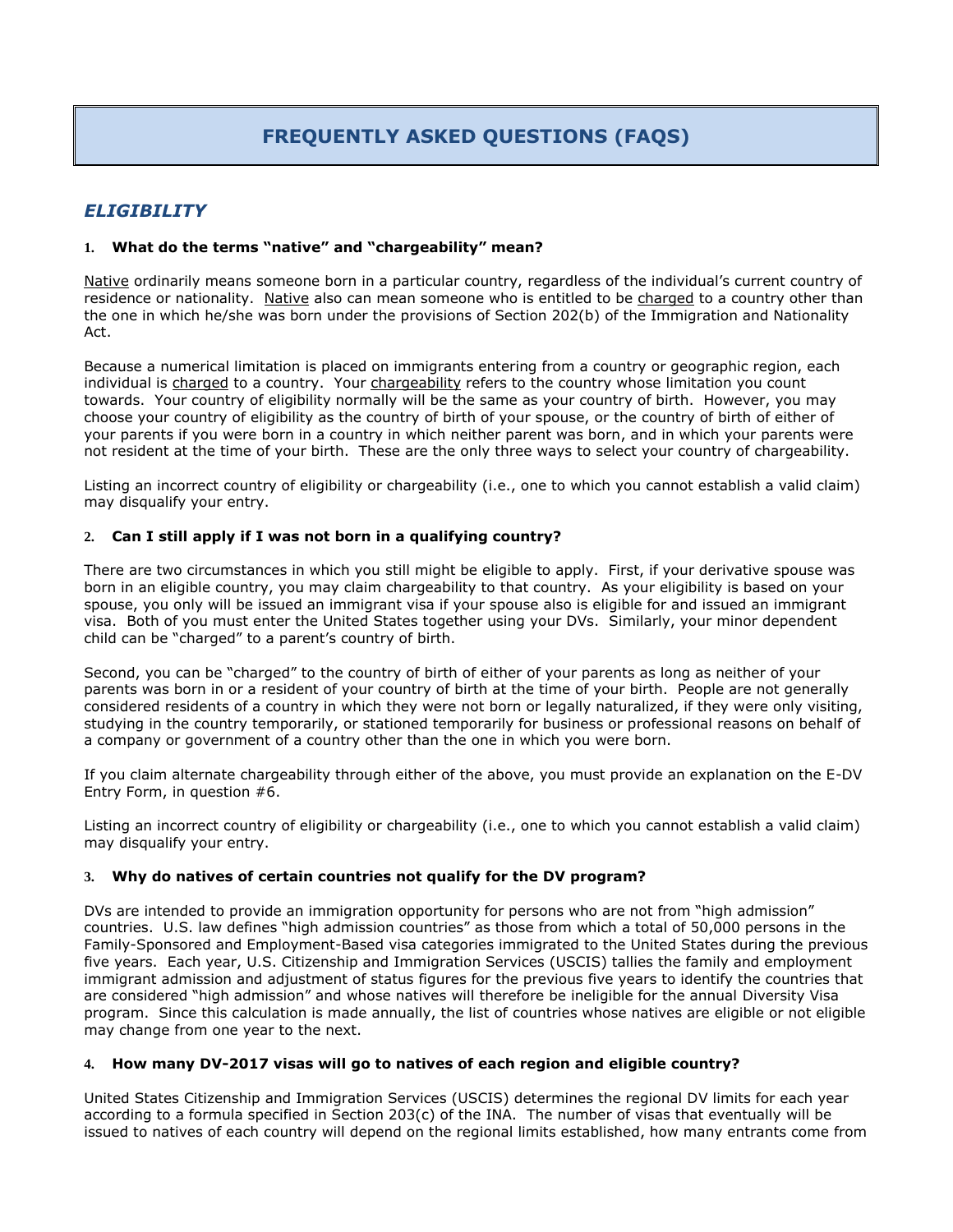# FREQUENTLY ASKED QUESTIONS (FAQS)

## *ELIGIBILITY*

### 1. What do the terms "native" and "chargeability" mean?

Native ordinarily means someone born in a particular country, regardless of the individual's current country of residence or nationality. Native also can mean someone who is entitled to be charged to a country other than the one in which he/she was born under the provisions of Section 202(b) of the Immigration and Nationality Act.

Because a numerical limitation is placed on immigrants entering from a country or geographic region, each individual is charged to a country. Your chargeability refers to the country whose limitation you count towards. Your country of eligibility normally will be the same as your country of birth. However, you may choose your country of eligibility as the country of birth of your spouse, or the country of birth of either of your parents if you were born in a country in which neither parent was born, and in which your parents were not resident at the time of your birth. These are the only three ways to select your country of chargeability.

Listing an incorrect country of eligibility or chargeability (i.e., one to which you cannot establish a valid claim) may disqualify your entry.

### 2. Can I still apply if I was not born in a qualifying country?

There are two circumstances in which you still might be eligible to apply. First, if your derivative spouse was born in an eligible country, you may claim chargeability to that country. As your eligibility is based on your spouse, you only will be issued an immigrant visa if your spouse also is eligible for and issued an immigrant visa. Both of you must enter the United States together using your DVs. Similarly, your minor dependent child can be "charged" to a parent's country of birth.

Second, you can be "charged" to the country of birth of either of your parents as long as neither of your parents was born in or a resident of your country of birth at the time of your birth. People are not generally considered residents of a country in which they were not born or legally naturalized, if they were only visiting, studying in the country temporarily, or stationed temporarily for business or professional reasons on behalf of a company or government of a country other than the one in which you were born.

If you claim alternate chargeability through either of the above, you must provide an explanation on the E-DV Entry Form, in question #6.

Listing an incorrect country of eligibility or chargeability (i.e., one to which you cannot establish a valid claim) may disqualify your entry.

### 3. Why do natives of certain countries not qualify for the DV program?

DVs are intended to provide an immigration opportunity for persons who are not from "high admission" countries. U.S. law defines "high admission countries" as those from which a total of 50,000 persons in the Family-Sponsored and Employment-Based visa categories immigrated to the United States during the previous five years. Each year, U.S. Citizenship and Immigration Services (USCIS) tallies the family and employment immigrant admission and adjustment of status figures for the previous five years to identify the countries that are considered "high admission" and whose natives will therefore be ineligible for the annual Diversity Visa program. Since this calculation is made annually, the list of countries whose natives are eligible or not eligible may change from one year to the next.

### 4. How many DV-2017 visas will go to natives of each region and eligible country?

United States Citizenship and Immigration Services (USCIS) determines the regional DV limits for each year according to a formula specified in Section 203(c) of the INA. The number of visas that eventually will be issued to natives of each country will depend on the regional limits established, how many entrants come from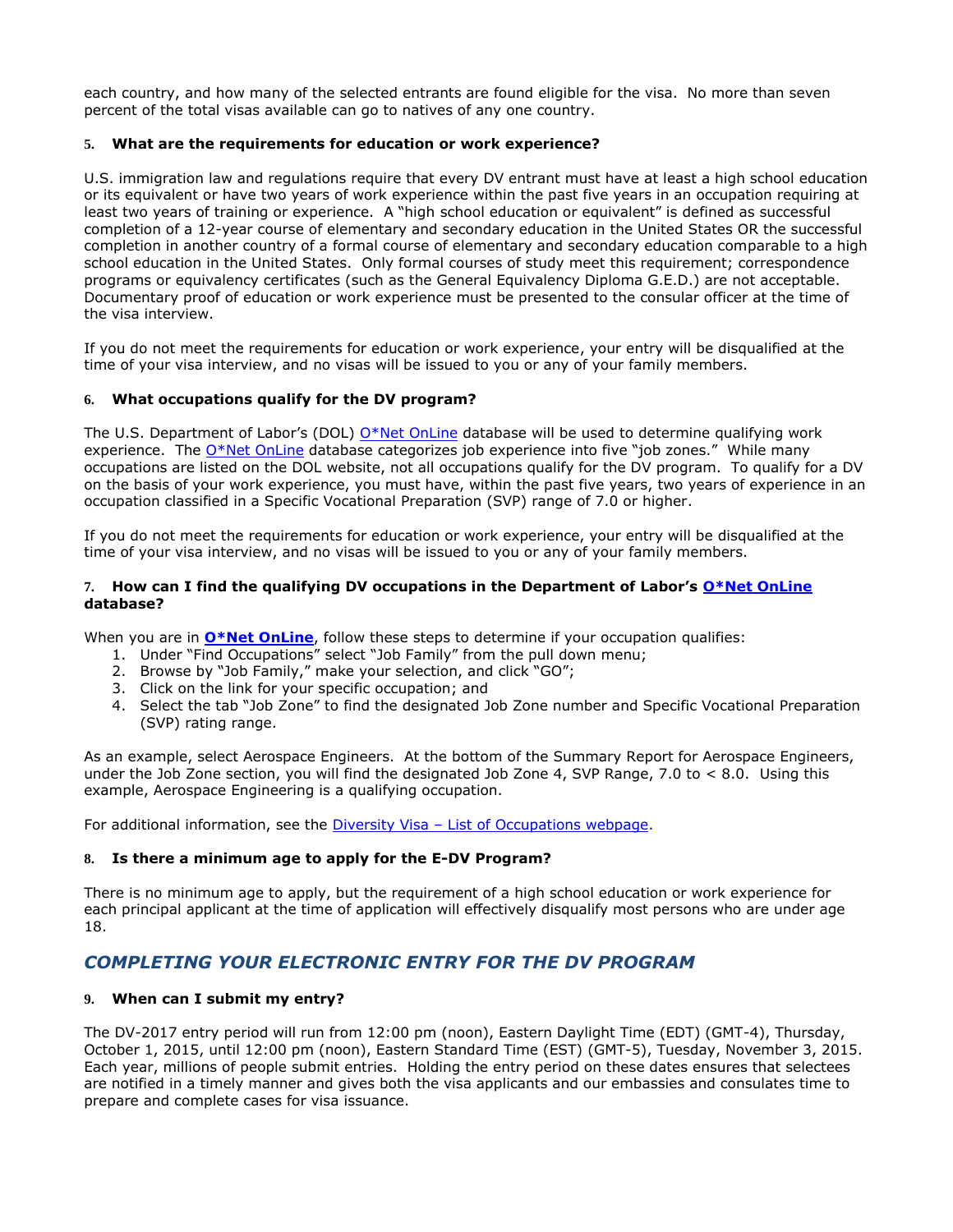each country, and how many of the selected entrants are found eligible for the visa. No more than seven percent of the total visas available can go to natives of any one country.

### 5. What are the requirements for education or work experience?

U.S. immigration law and regulations require that every DV entrant must have at least a high school education or its equivalent or have two years of work experience within the past five years in an occupation requiring at least two years of training or experience. A "high school education or equivalent" is defined as successful completion of a 12-year course of elementary and secondary education in the United States OR the successful completion in another country of a formal course of elementary and secondary education comparable to a high school education in the United States. Only formal courses of study meet this requirement; correspondence programs or equivalency certificates (such as the General Equivalency Diploma G.E.D.) are not acceptable. Documentary proof of education or work experience must be presented to the consular officer at the time of the visa interview.

If you do not meet the requirements for education or work experience, your entry will be disqualified at the time of your visa interview, and no visas will be issued to you or any of your family members.

### 6. What occupations qualify for the DV program?

The U.S. Department of Labor's (DOL) O*Net OnLine database will be used to determine qualifying work experience. The O*Net OnLine database categorizes job experience into five "job zones." While many occupations are listed on the DOL website, not all occupations qualify for the DV program. To qualify for a DV on the basis of your work experience, you must have, within the past five years, two years of experience in an occupation classified in a Specific Vocational Preparation (SVP) range of 7.0 or higher.

If you do not meet the requirements for education or work experience, your entry will be disqualified at the time of your visa interview, and no visas will be issued to you or any of your family members.

### 7. How can I find the qualifying DV occupations in the Department of Labor's O*Net OnLine database?

When you are in **O*Net OnLine**, follow these steps to determine if your occupation qualifies:

1. Under "Find Occupations" select "Job Family" from the pull down menu;
2. Browse by "Job Family," make your selection, and click "GO";
3. Click on the link for your specific occupation; and
4. Select the tab "Job Zone" to find the designated Job Zone number and Specific Vocational Preparation (SVP) rating range.

As an example, select Aerospace Engineers. At the bottom of the Summary Report for Aerospace Engineers, under the Job Zone section, you will find the designated Job Zone 4, SVP Range, 7.0 to < 8.0. Using this example, Aerospace Engineering is a qualifying occupation.

For additional information, see the Diversity Visa – List of Occupations webpage.

### 8. Is there a minimum age to apply for the E-DV Program?

There is no minimum age to apply, but the requirement of a high school education or work experience for each principal applicant at the time of application will effectively disqualify most persons who are under age 18.

## *COMPLETING YOUR ELECTRONIC ENTRY FOR THE DV PROGRAM*

### 9. When can I submit my entry?

The DV-2017 entry period will run from 12:00 pm (noon), Eastern Daylight Time (EDT) (GMT-4), Thursday, October 1, 2015, until 12:00 pm (noon), Eastern Standard Time (EST) (GMT-5), Tuesday, November 3, 2015. Each year, millions of people submit entries. Holding the entry period on these dates ensures that selectees are notified in a timely manner and gives both the visa applicants and our embassies and consulates time to prepare and complete cases for visa issuance.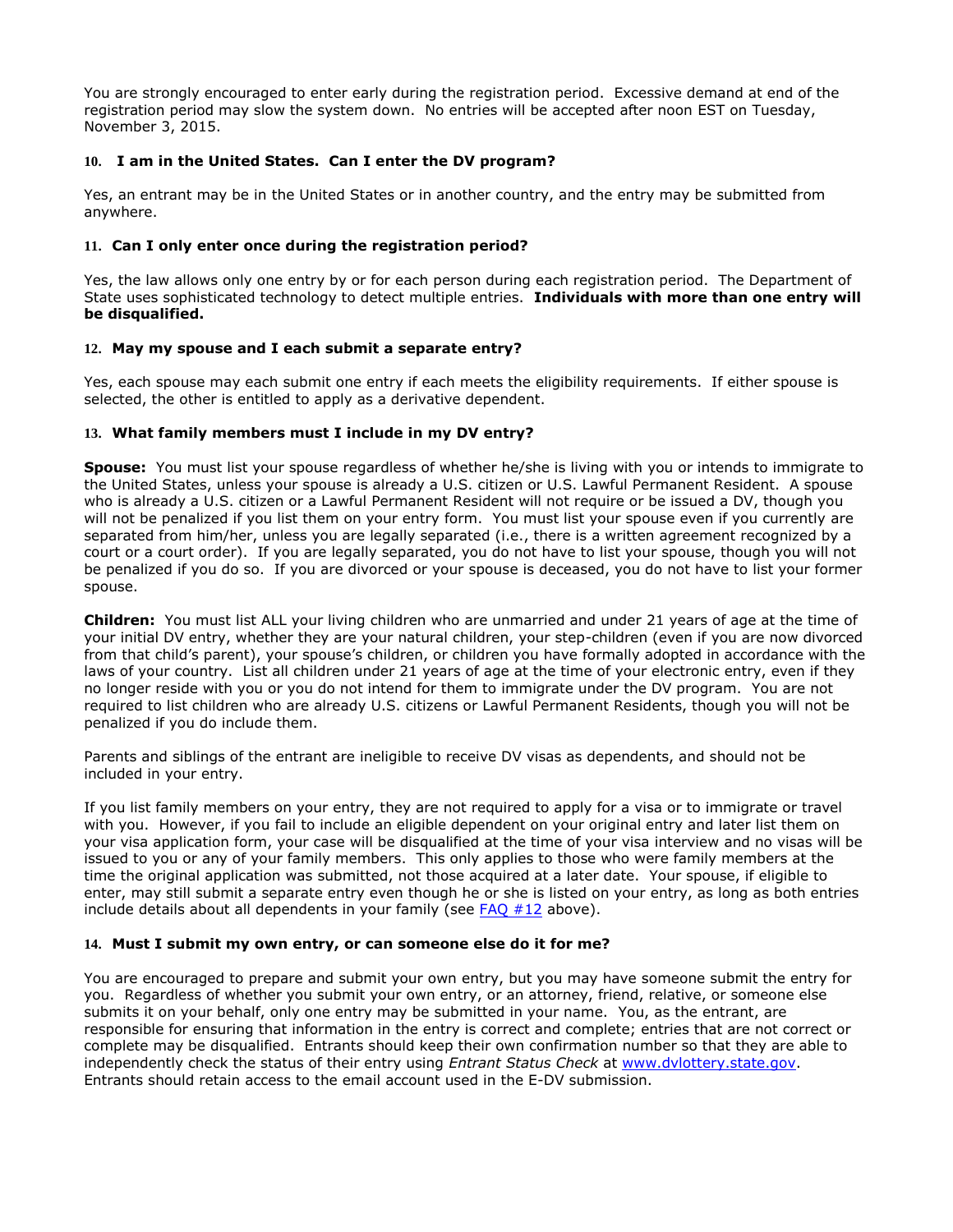You are strongly encouraged to enter early during the registration period. Excessive demand at end of the registration period may slow the system down. No entries will be accepted after noon EST on Tuesday, November 3, 2015.

### 10. I am in the United States. Can I enter the DV program?

Yes, an entrant may be in the United States or in another country, and the entry may be submitted from anywhere.

### 11. Can I only enter once during the registration period?

Yes, the law allows only one entry by or for each person during each registration period. The Department of State uses sophisticated technology to detect multiple entries. **Individuals with more than one entry will be disqualified.**

### 12. May my spouse and I each submit a separate entry?

Yes, each spouse may each submit one entry if each meets the eligibility requirements. If either spouse is selected, the other is entitled to apply as a derivative dependent.

### 13. What family members must I include in my DV entry?

**Spouse:** You must list your spouse regardless of whether he/she is living with you or intends to immigrate to the United States, unless your spouse is already a U.S. citizen or U.S. Lawful Permanent Resident. A spouse who is already a U.S. citizen or a Lawful Permanent Resident will not require or be issued a DV, though you will not be penalized if you list them on your entry form. You must list your spouse even if you currently are separated from him/her, unless you are legally separated (i.e., there is a written agreement recognized by a court or a court order). If you are legally separated, you do not have to list your spouse, though you will not be penalized if you do so. If you are divorced or your spouse is deceased, you do not have to list your former spouse.

**Children:** You must list ALL your living children who are unmarried and under 21 years of age at the time of your initial DV entry, whether they are your natural children, your step-children (even if you are now divorced from that child's parent), your spouse's children, or children you have formally adopted in accordance with the laws of your country. List all children under 21 years of age at the time of your electronic entry, even if they no longer reside with you or you do not intend for them to immigrate under the DV program. You are not required to list children who are already U.S. citizens or Lawful Permanent Residents, though you will not be penalized if you do include them.

Parents and siblings of the entrant are ineligible to receive DV visas as dependents, and should not be included in your entry.

If you list family members on your entry, they are not required to apply for a visa or to immigrate or travel with you. However, if you fail to include an eligible dependent on your original entry and later list them on your visa application form, your case will be disqualified at the time of your visa interview and no visas will be issued to you or any of your family members. This only applies to those who were family members at the time the original application was submitted, not those acquired at a later date. Your spouse, if eligible to enter, may still submit a separate entry even though he or she is listed on your entry, as long as both entries include details about all dependents in your family (see FAQ #12 above).

### 14. Must I submit my own entry, or can someone else do it for me?

You are encouraged to prepare and submit your own entry, but you may have someone submit the entry for you. Regardless of whether you submit your own entry, or an attorney, friend, relative, or someone else submits it on your behalf, only one entry may be submitted in your name. You, as the entrant, are responsible for ensuring that information in the entry is correct and complete; entries that are not correct or complete may be disqualified. Entrants should keep their own confirmation number so that they are able to independently check the status of their entry using *Entrant Status Check* at www.dvlottery.state.gov. Entrants should retain access to the email account used in the E-DV submission.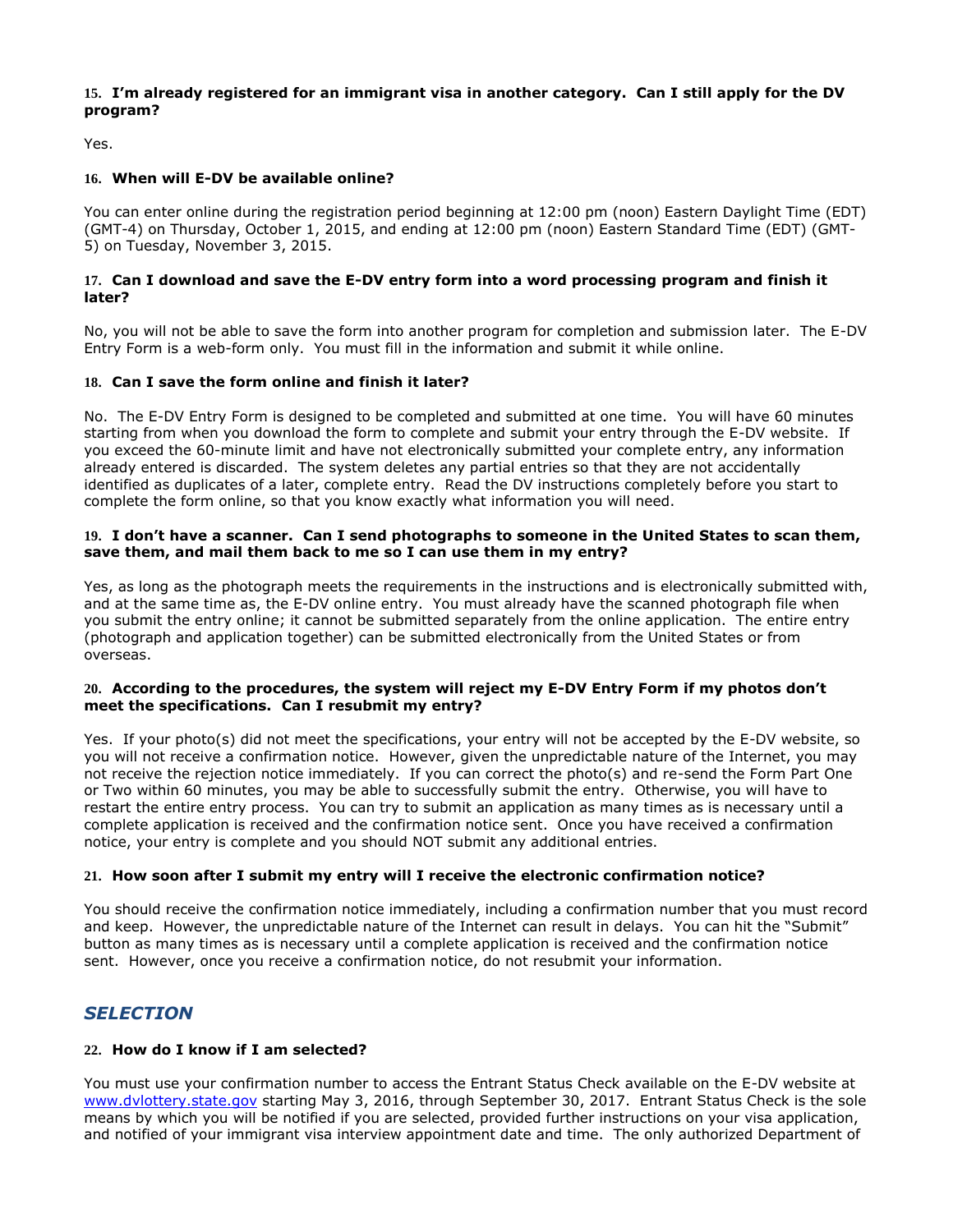**15. I'm already registered for an immigrant visa in another category. Can I still apply for the DV program?**

Yes.

**16. When will E-DV be available online?**

You can enter online during the registration period beginning at 12:00 pm (noon) Eastern Daylight Time (EDT) (GMT-4) on Thursday, October 1, 2015, and ending at 12:00 pm (noon) Eastern Standard Time (EDT) (GMT-5) on Tuesday, November 3, 2015.

**17. Can I download and save the E-DV entry form into a word processing program and finish it later?**

No, you will not be able to save the form into another program for completion and submission later. The E-DV Entry Form is a web-form only. You must fill in the information and submit it while online.

**18. Can I save the form online and finish it later?**

No. The E-DV Entry Form is designed to be completed and submitted at one time. You will have 60 minutes starting from when you download the form to complete and submit your entry through the E-DV website. If you exceed the 60-minute limit and have not electronically submitted your complete entry, any information already entered is discarded. The system deletes any partial entries so that they are not accidentally identified as duplicates of a later, complete entry. Read the DV instructions completely before you start to complete the form online, so that you know exactly what information you will need.

**19. I don't have a scanner. Can I send photographs to someone in the United States to scan them, save them, and mail them back to me so I can use them in my entry?**

Yes, as long as the photograph meets the requirements in the instructions and is electronically submitted with, and at the same time as, the E-DV online entry. You must already have the scanned photograph file when you submit the entry online; it cannot be submitted separately from the online application. The entire entry (photograph and application together) can be submitted electronically from the United States or from overseas.

**20. According to the procedures, the system will reject my E-DV Entry Form if my photos don't meet the specifications. Can I resubmit my entry?**

Yes. If your photo(s) did not meet the specifications, your entry will not be accepted by the E-DV website, so you will not receive a confirmation notice. However, given the unpredictable nature of the Internet, you may not receive the rejection notice immediately. If you can correct the photo(s) and re-send the Form Part One or Two within 60 minutes, you may be able to successfully submit the entry. Otherwise, you will have to restart the entire entry process. You can try to submit an application as many times as is necessary until a complete application is received and the confirmation notice sent. Once you have received a confirmation notice, your entry is complete and you should NOT submit any additional entries.

**21. How soon after I submit my entry will I receive the electronic confirmation notice?**

You should receive the confirmation notice immediately, including a confirmation number that you must record and keep. However, the unpredictable nature of the Internet can result in delays. You can hit the "Submit" button as many times as is necessary until a complete application is received and the confirmation notice sent. However, once you receive a confirmation notice, do not resubmit your information.

## *SELECTION*

**22. How do I know if I am selected?**

You must use your confirmation number to access the Entrant Status Check available on the E-DV website at www.dvlottery.state.gov starting May 3, 2016, through September 30, 2017. Entrant Status Check is the sole means by which you will be notified if you are selected, provided further instructions on your visa application, and notified of your immigrant visa interview appointment date and time. The only authorized Department of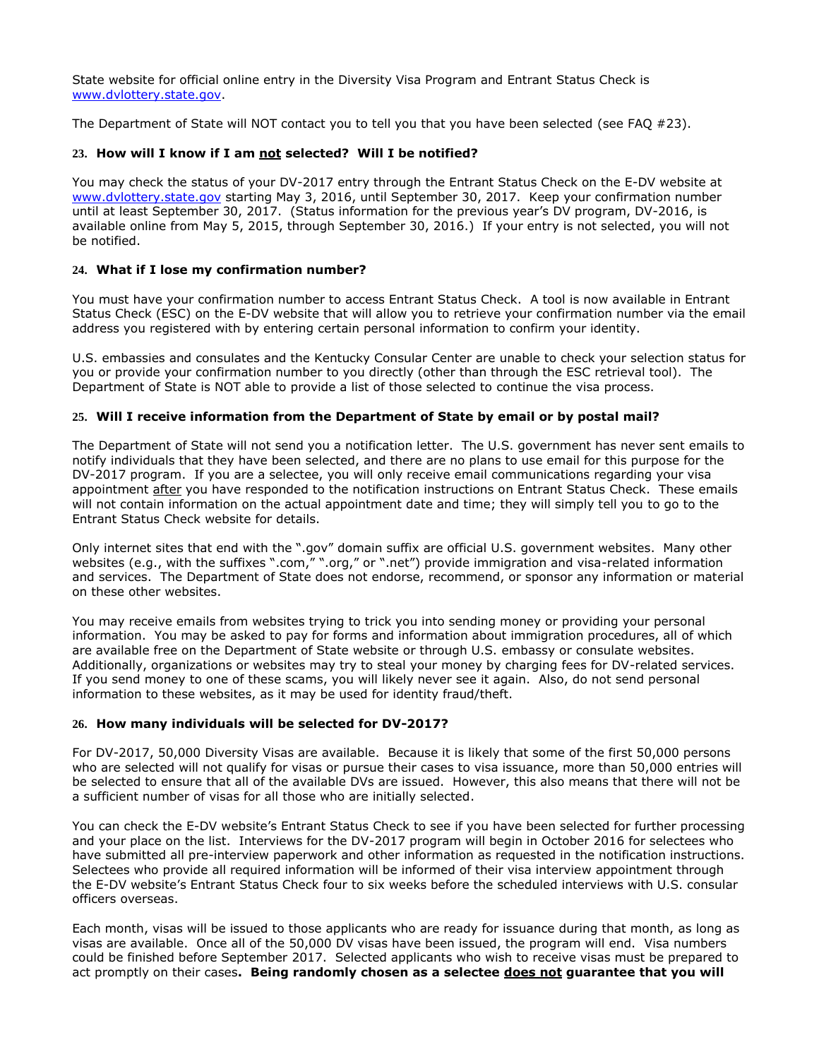State website for official online entry in the Diversity Visa Program and Entrant Status Check is [www.dvlottery.state.gov](http://www.dvlottery.state.gov).

The Department of State will NOT contact you to tell you that you have been selected (see FAQ #23).

### 23. How will I know if I am <u>not</u> selected? Will I be notified?

You may check the status of your DV-2017 entry through the Entrant Status Check on the E-DV website at [www.dvlottery.state.gov](http://www.dvlottery.state.gov) starting May 3, 2016, until September 30, 2017. Keep your confirmation number until at least September 30, 2017. (Status information for the previous year's DV program, DV-2016, is available online from May 5, 2015, through September 30, 2016.) If your entry is not selected, you will not be notified.

### 24. What if I lose my confirmation number?

You must have your confirmation number to access Entrant Status Check. A tool is now available in Entrant Status Check (ESC) on the E-DV website that will allow you to retrieve your confirmation number via the email address you registered with by entering certain personal information to confirm your identity.

U.S. embassies and consulates and the Kentucky Consular Center are unable to check your selection status for you or provide your confirmation number to you directly (other than through the ESC retrieval tool). The Department of State is NOT able to provide a list of those selected to continue the visa process.

### 25. Will I receive information from the Department of State by email or by postal mail?

The Department of State will not send you a notification letter. The U.S. government has never sent emails to notify individuals that they have been selected, and there are no plans to use email for this purpose for the DV-2017 program. If you are a selectee, you will only receive email communications regarding your visa appointment <u>after</u> you have responded to the notification instructions on Entrant Status Check. These emails will not contain information on the actual appointment date and time; they will simply tell you to go to the Entrant Status Check website for details.

Only internet sites that end with the ".gov" domain suffix are official U.S. government websites. Many other websites (e.g., with the suffixes ".com," ".org," or ".net") provide immigration and visa-related information and services. The Department of State does not endorse, recommend, or sponsor any information or material on these other websites.

You may receive emails from websites trying to trick you into sending money or providing your personal information. You may be asked to pay for forms and information about immigration procedures, all of which are available free on the Department of State website or through U.S. embassy or consulate websites. Additionally, organizations or websites may try to steal your money by charging fees for DV-related services. If you send money to one of these scams, you will likely never see it again. Also, do not send personal information to these websites, as it may be used for identity fraud/theft.

### 26. How many individuals will be selected for DV-2017?

For DV-2017, 50,000 Diversity Visas are available. Because it is likely that some of the first 50,000 persons who are selected will not qualify for visas or pursue their cases to visa issuance, more than 50,000 entries will be selected to ensure that all of the available DVs are issued. However, this also means that there will not be a sufficient number of visas for all those who are initially selected.

You can check the E-DV website's Entrant Status Check to see if you have been selected for further processing and your place on the list. Interviews for the DV-2017 program will begin in October 2016 for selectees who have submitted all pre-interview paperwork and other information as requested in the notification instructions. Selectees who provide all required information will be informed of their visa interview appointment through the E-DV website's Entrant Status Check four to six weeks before the scheduled interviews with U.S. consular officers overseas.

Each month, visas will be issued to those applicants who are ready for issuance during that month, as long as visas are available. Once all of the 50,000 DV visas have been issued, the program will end. Visa numbers could be finished before September 2017. Selected applicants who wish to receive visas must be prepared to act promptly on their cases**. Being randomly chosen as a selectee <u>does not</u> guarantee that you will**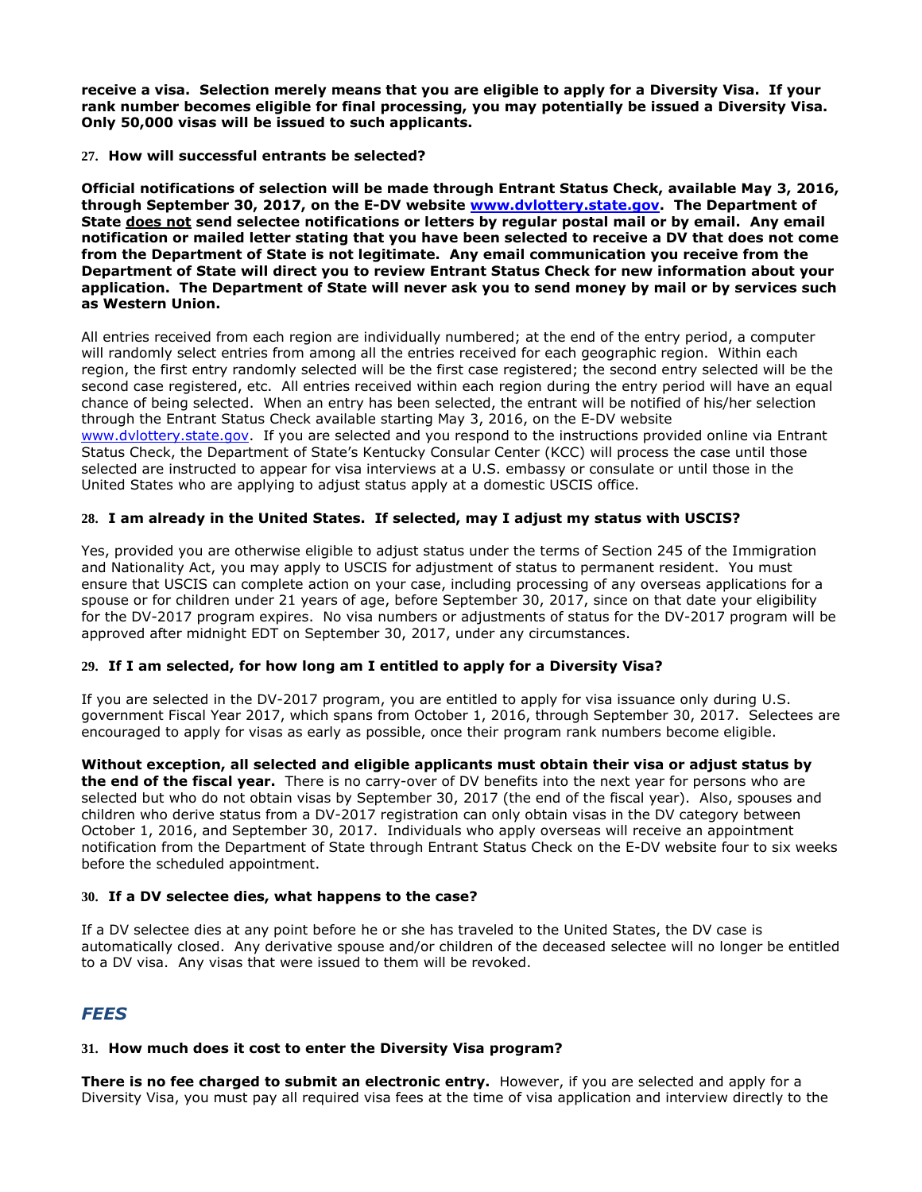**receive a visa. Selection merely means that you are eligible to apply for a Diversity Visa. If your rank number becomes eligible for final processing, you may potentially be issued a Diversity Visa. Only 50,000 visas will be issued to such applicants.**

**27. How will successful entrants be selected?**

**Official notifications of selection will be made through Entrant Status Check, available May 3, 2016, through September 30, 2017, on the E-DV website [www.dvlottery.state.gov](http://www.dvlottery.state.gov). The Department of State does not send selectee notifications or letters by regular postal mail or by email. Any email notification or mailed letter stating that you have been selected to receive a DV that does not come from the Department of State is not legitimate. Any email communication you receive from the Department of State will direct you to review Entrant Status Check for new information about your application. The Department of State will never ask you to send money by mail or by services such as Western Union.**

All entries received from each region are individually numbered; at the end of the entry period, a computer will randomly select entries from among all the entries received for each geographic region. Within each region, the first entry randomly selected will be the first case registered; the second entry selected will be the second case registered, etc. All entries received within each region during the entry period will have an equal chance of being selected. When an entry has been selected, the entrant will be notified of his/her selection through the Entrant Status Check available starting May 3, 2016, on the E-DV website [www.dvlottery.state.gov](http://www.dvlottery.state.gov). If you are selected and you respond to the instructions provided online via Entrant Status Check, the Department of State's Kentucky Consular Center (KCC) will process the case until those selected are instructed to appear for visa interviews at a U.S. embassy or consulate or until those in the United States who are applying to adjust status apply at a domestic USCIS office.

**28. I am already in the United States. If selected, may I adjust my status with USCIS?**

Yes, provided you are otherwise eligible to adjust status under the terms of Section 245 of the Immigration and Nationality Act, you may apply to USCIS for adjustment of status to permanent resident. You must ensure that USCIS can complete action on your case, including processing of any overseas applications for a spouse or for children under 21 years of age, before September 30, 2017, since on that date your eligibility for the DV-2017 program expires. No visa numbers or adjustments of status for the DV-2017 program will be approved after midnight EDT on September 30, 2017, under any circumstances.

**29. If I am selected, for how long am I entitled to apply for a Diversity Visa?**

If you are selected in the DV-2017 program, you are entitled to apply for visa issuance only during U.S. government Fiscal Year 2017, which spans from October 1, 2016, through September 30, 2017. Selectees are encouraged to apply for visas as early as possible, once their program rank numbers become eligible.

**Without exception, all selected and eligible applicants must obtain their visa or adjust status by the end of the fiscal year.** There is no carry-over of DV benefits into the next year for persons who are selected but who do not obtain visas by September 30, 2017 (the end of the fiscal year). Also, spouses and children who derive status from a DV-2017 registration can only obtain visas in the DV category between October 1, 2016, and September 30, 2017. Individuals who apply overseas will receive an appointment notification from the Department of State through Entrant Status Check on the E-DV website four to six weeks before the scheduled appointment.

**30. If a DV selectee dies, what happens to the case?**

If a DV selectee dies at any point before he or she has traveled to the United States, the DV case is automatically closed. Any derivative spouse and/or children of the deceased selectee will no longer be entitled to a DV visa. Any visas that were issued to them will be revoked.

## *FEES*

**31. How much does it cost to enter the Diversity Visa program?**

**There is no fee charged to submit an electronic entry.** However, if you are selected and apply for a Diversity Visa, you must pay all required visa fees at the time of visa application and interview directly to the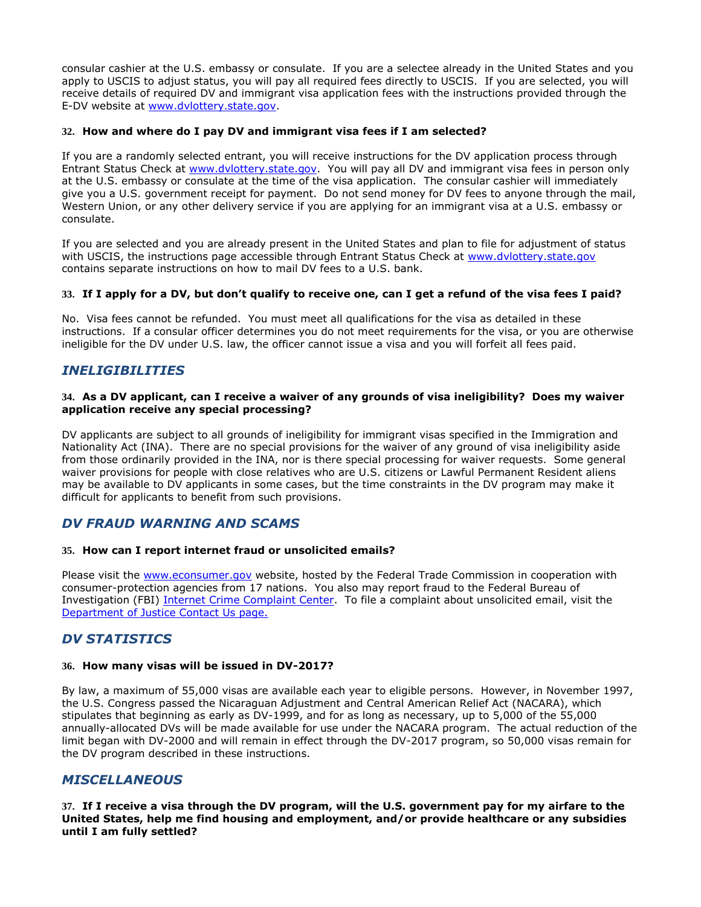consular cashier at the U.S. embassy or consulate. If you are a selectee already in the United States and you apply to USCIS to adjust status, you will pay all required fees directly to USCIS. If you are selected, you will receive details of required DV and immigrant visa application fees with the instructions provided through the E-DV website at [www.dvlottery.state.gov](www.dvlottery.state.gov).

**32. How and where do I pay DV and immigrant visa fees if I am selected?**

If you are a randomly selected entrant, you will receive instructions for the DV application process through Entrant Status Check at [www.dvlottery.state.gov](www.dvlottery.state.gov). You will pay all DV and immigrant visa fees in person only at the U.S. embassy or consulate at the time of the visa application. The consular cashier will immediately give you a U.S. government receipt for payment. Do not send money for DV fees to anyone through the mail, Western Union, or any other delivery service if you are applying for an immigrant visa at a U.S. embassy or consulate.

If you are selected and you are already present in the United States and plan to file for adjustment of status with USCIS, the instructions page accessible through Entrant Status Check at [www.dvlottery.state.gov](www.dvlottery.state.gov) contains separate instructions on how to mail DV fees to a U.S. bank.

**33. If I apply for a DV, but don't qualify to receive one, can I get a refund of the visa fees I paid?**

No. Visa fees cannot be refunded. You must meet all qualifications for the visa as detailed in these instructions. If a consular officer determines you do not meet requirements for the visa, or you are otherwise ineligible for the DV under U.S. law, the officer cannot issue a visa and you will forfeit all fees paid.

## *INELIGIBILITIES*

**34. As a DV applicant, can I receive a waiver of any grounds of visa ineligibility? Does my waiver application receive any special processing?**

DV applicants are subject to all grounds of ineligibility for immigrant visas specified in the Immigration and Nationality Act (INA). There are no special provisions for the waiver of any ground of visa ineligibility aside from those ordinarily provided in the INA, nor is there special processing for waiver requests. Some general waiver provisions for people with close relatives who are U.S. citizens or Lawful Permanent Resident aliens may be available to DV applicants in some cases, but the time constraints in the DV program may make it difficult for applicants to benefit from such provisions.

## *DV FRAUD WARNING AND SCAMS*

**35. How can I report internet fraud or unsolicited emails?**

Please visit the [www.econsumer.gov](www.econsumer.gov) website, hosted by the Federal Trade Commission in cooperation with consumer-protection agencies from 17 nations. You also may report fraud to the Federal Bureau of Investigation (FBI) Internet Crime Complaint Center. To file a complaint about unsolicited email, visit the Department of Justice Contact Us page.

## *DV STATISTICS*

**36. How many visas will be issued in DV-2017?**

By law, a maximum of 55,000 visas are available each year to eligible persons. However, in November 1997, the U.S. Congress passed the Nicaraguan Adjustment and Central American Relief Act (NACARA), which stipulates that beginning as early as DV-1999, and for as long as necessary, up to 5,000 of the 55,000 annually-allocated DVs will be made available for use under the NACARA program. The actual reduction of the limit began with DV-2000 and will remain in effect through the DV-2017 program, so 50,000 visas remain for the DV program described in these instructions.

## *MISCELLANEOUS*

**37. If I receive a visa through the DV program, will the U.S. government pay for my airfare to the United States, help me find housing and employment, and/or provide healthcare or any subsidies until I am fully settled?**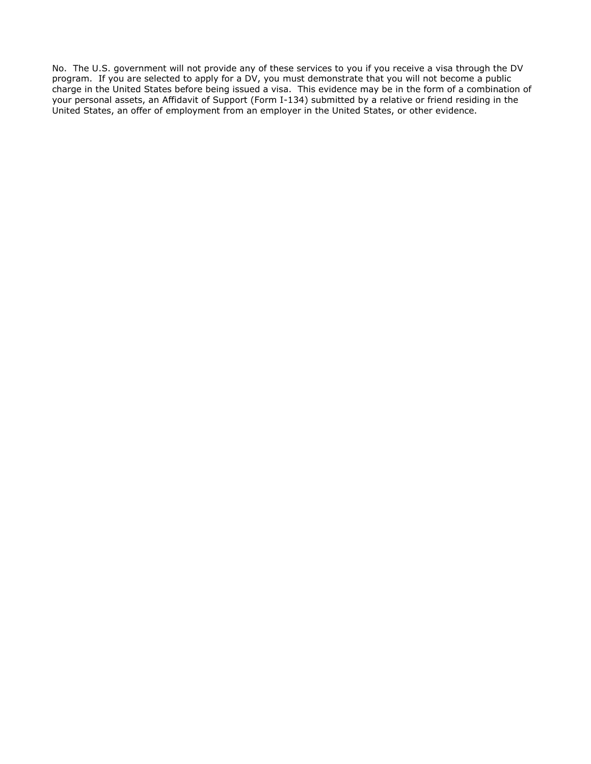No. The U.S. government will not provide any of these services to you if you receive a visa through the DV program. If you are selected to apply for a DV, you must demonstrate that you will not become a public charge in the United States before being issued a visa. This evidence may be in the form of a combination of your personal assets, an Affidavit of Support (Form I-134) submitted by a relative or friend residing in the United States, an offer of employment from an employer in the United States, or other evidence.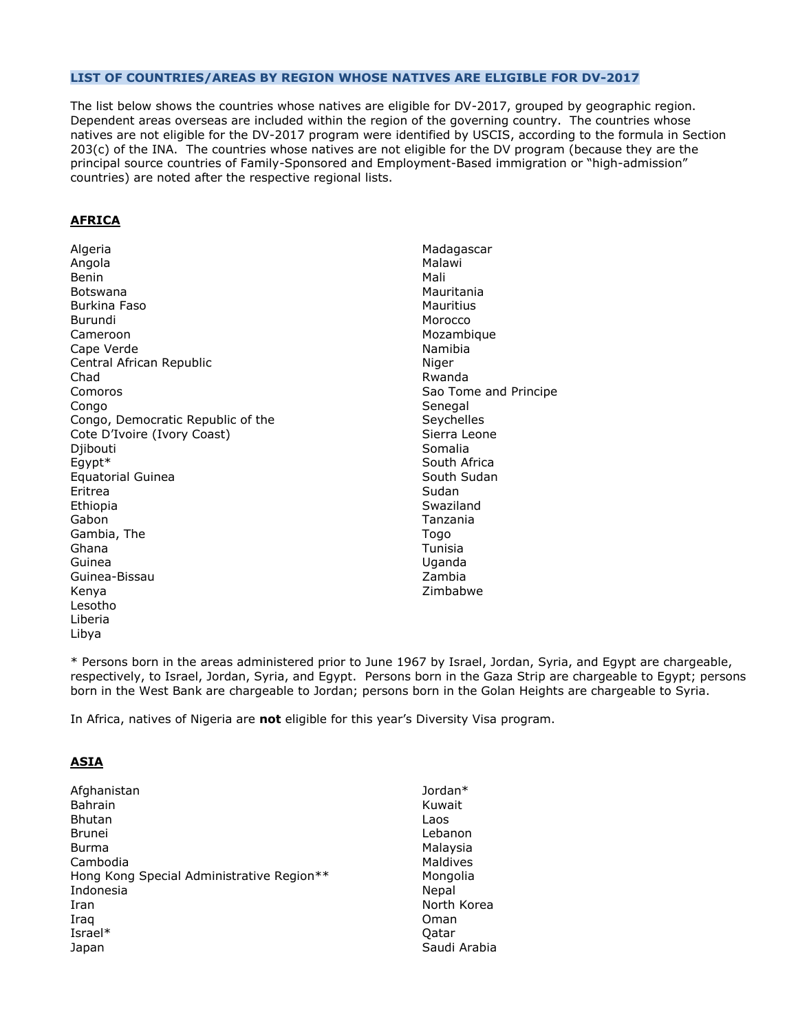**LIST OF COUNTRIES/AREAS BY REGION WHOSE NATIVES ARE ELIGIBLE FOR DV-2017**

The list below shows the countries whose natives are eligible for DV-2017, grouped by geographic region. Dependent areas overseas are included within the region of the governing country. The countries whose natives are not eligible for the DV-2017 program were identified by USCIS, according to the formula in Section 203(c) of the INA. The countries whose natives are not eligible for the DV program (because they are the principal source countries of Family-Sponsored and Employment-Based immigration or "high-admission" countries) are noted after the respective regional lists.

## AFRICA

Algeria
Angola
Benin
Botswana
Burkina Faso
Burundi
Cameroon
Cape Verde
Central African Republic
Chad
Comoros
Congo
Congo, Democratic Republic of the
Cote D'Ivoire (Ivory Coast)
Djibouti
Egypt*
Equatorial Guinea
Eritrea
Ethiopia
Gabon
Gambia, The
Ghana
Guinea
Guinea-Bissau
Kenya
Lesotho
Liberia
Libya
Madagascar
Malawi
Mali
Mauritania
Mauritius
Morocco
Mozambique
Namibia
Niger
Rwanda
Sao Tome and Principe
Senegal
Seychelles
Sierra Leone
Somalia
South Africa
South Sudan
Sudan
Swaziland
Tanzania
Togo
Tunisia
Uganda
Zambia
Zimbabwe

* Persons born in the areas administered prior to June 1967 by Israel, Jordan, Syria, and Egypt are chargeable, respectively, to Israel, Jordan, Syria, and Egypt. Persons born in the Gaza Strip are chargeable to Egypt; persons born in the West Bank are chargeable to Jordan; persons born in the Golan Heights are chargeable to Syria.

In Africa, natives of Nigeria are **not** eligible for this year's Diversity Visa program.

## ASIA

Afghanistan
Bahrain
Bhutan
Brunei
Burma
Cambodia
Hong Kong Special Administrative Region**
Indonesia
Iran
Iraq
Israel*
Japan
Jordan*
Kuwait
Laos
Lebanon
Malaysia
Maldives
Mongolia
Nepal
North Korea
Oman
Qatar
Saudi Arabia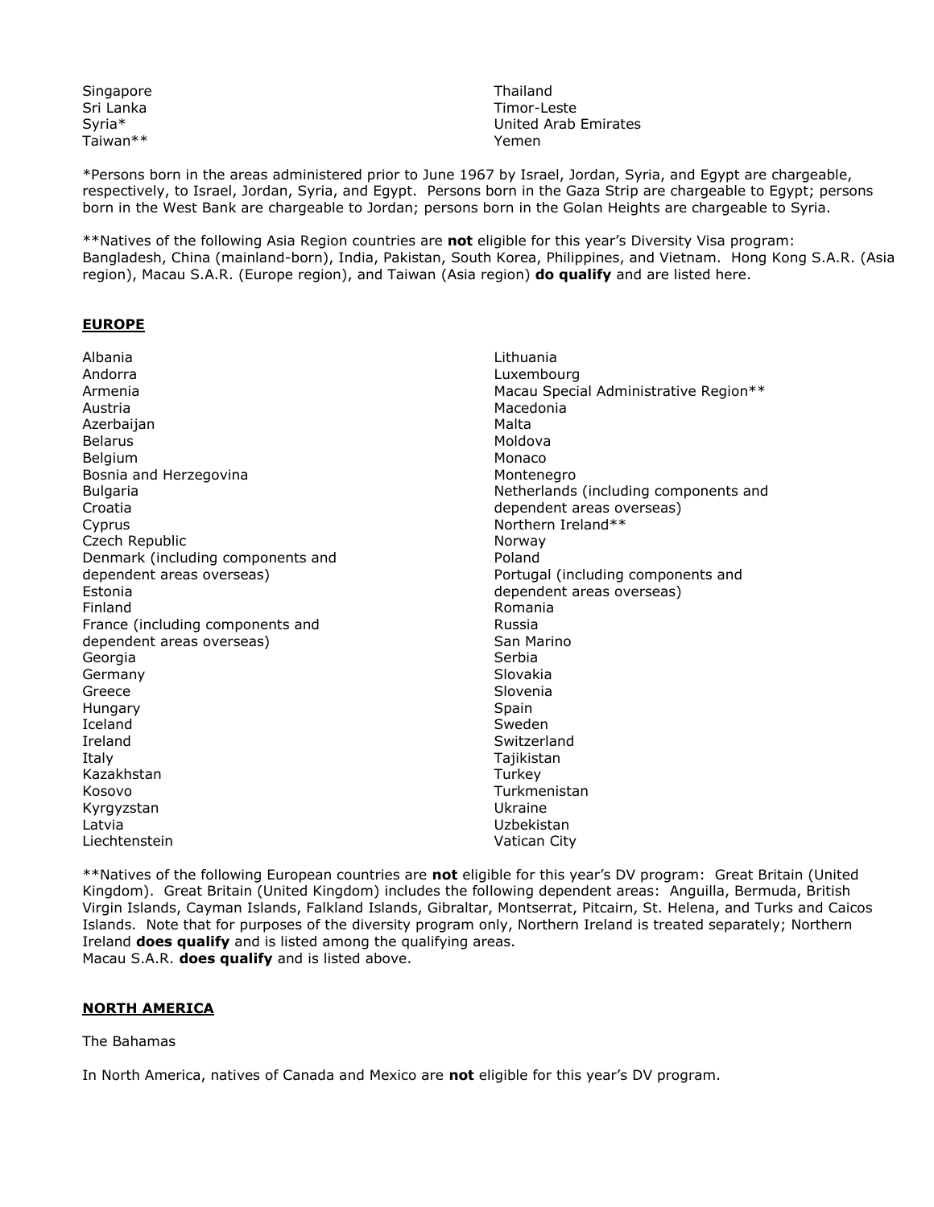- Singapore
- Sri Lanka
- Syria*
- Taiwan**
- Thailand
- Timor-Leste
- United Arab Emirates
- Yemen

*Persons born in the areas administered prior to June 1967 by Israel, Jordan, Syria, and Egypt are chargeable, respectively, to Israel, Jordan, Syria, and Egypt. Persons born in the Gaza Strip are chargeable to Egypt; persons born in the West Bank are chargeable to Jordan; persons born in the Golan Heights are chargeable to Syria.

**Natives of the following Asia Region countries are **not** eligible for this year's Diversity Visa program: Bangladesh, China (mainland-born), India, Pakistan, South Korea, Philippines, and Vietnam. Hong Kong S.A.R. (Asia region), Macau S.A.R. (Europe region), and Taiwan (Asia region) **do qualify** and are listed here.

## EUROPE

- Albania
- Andorra
- Armenia
- Austria
- Azerbaijan
- Belarus
- Belgium
- Bosnia and Herzegovina
- Bulgaria
- Croatia
- Cyprus
- Czech Republic
- Denmark (including components and dependent areas overseas)
- Estonia
- Finland
- France (including components and dependent areas overseas)
- Georgia
- Germany
- Greece
- Hungary
- Iceland
- Ireland
- Italy
- Kazakhstan
- Kosovo
- Kyrgyzstan
- Latvia
- Liechtenstein
- Lithuania
- Luxembourg
- Macau Special Administrative Region**
- Macedonia
- Malta
- Moldova
- Monaco
- Montenegro
- Netherlands (including components and dependent areas overseas)
- Northern Ireland**
- Norway
- Poland
- Portugal (including components and dependent areas overseas)
- Romania
- Russia
- San Marino
- Serbia
- Slovakia
- Slovenia
- Spain
- Sweden
- Switzerland
- Tajikistan
- Turkey
- Turkmenistan
- Ukraine
- Uzbekistan
- Vatican City

**Natives of the following European countries are **not** eligible for this year's DV program: Great Britain (United Kingdom). Great Britain (United Kingdom) includes the following dependent areas: Anguilla, Bermuda, British Virgin Islands, Cayman Islands, Falkland Islands, Gibraltar, Montserrat, Pitcairn, St. Helena, and Turks and Caicos Islands. Note that for purposes of the diversity program only, Northern Ireland is treated separately; Northern Ireland **does qualify** and is listed among the qualifying areas.
Macau S.A.R. **does qualify** and is listed above.

## NORTH AMERICA

The Bahamas

In North America, natives of Canada and Mexico are **not** eligible for this year's DV program.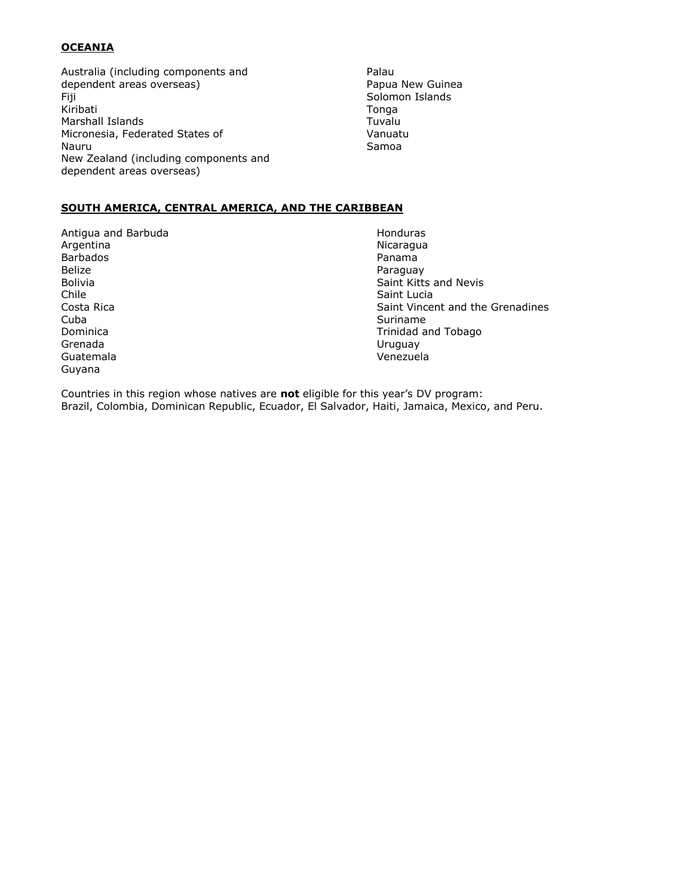**OCEANIA**

Australia (including components and dependent areas overseas)
Fiji
Kiribati
Marshall Islands
Micronesia, Federated States of
Nauru
New Zealand (including components and dependent areas overseas)
Palau
Papua New Guinea
Solomon Islands
Tonga
Tuvalu
Vanuatu
Samoa

**SOUTH AMERICA, CENTRAL AMERICA, AND THE CARIBBEAN**

Antigua and Barbuda
Argentina
Barbados
Belize
Bolivia
Chile
Costa Rica
Cuba
Dominica
Grenada
Guatemala
Guyana
Honduras
Nicaragua
Panama
Paraguay
Saint Kitts and Nevis
Saint Lucia
Saint Vincent and the Grenadines
Suriname
Trinidad and Tobago
Uruguay
Venezuela

Countries in this region whose natives are **not** eligible for this year's DV program:
Brazil, Colombia, Dominican Republic, Ecuador, El Salvador, Haiti, Jamaica, Mexico, and Peru.